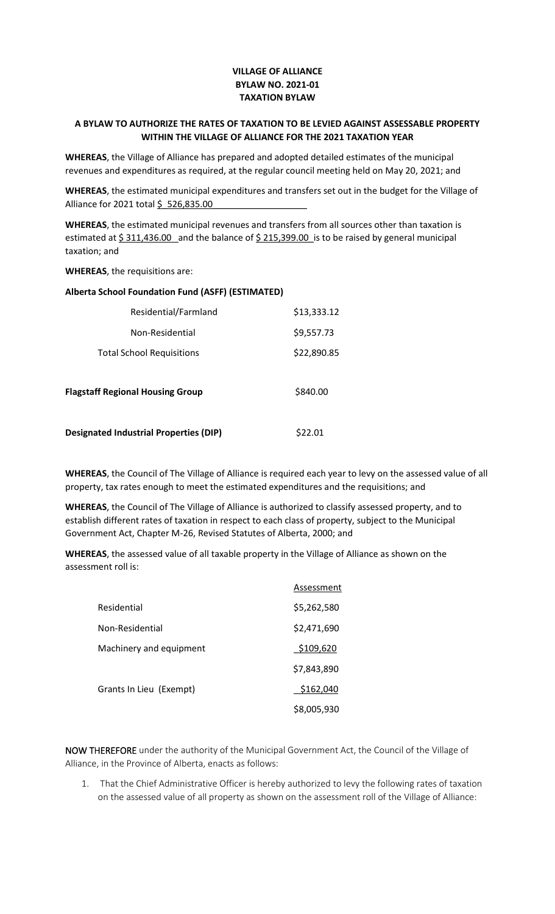# VILLAGE OF ALLIANCE
# BYLAW NO. 2021-01
# TAXATION BYLAW

## A BYLAW TO AUTHORIZE THE RATES OF TAXATION TO BE LEVIED AGAINST ASSESSABLE PROPERTY WITHIN THE VILLAGE OF ALLIANCE FOR THE 2021 TAXATION YEAR

**WHEREAS**, the Village of Alliance has prepared and adopted detailed estimates of the municipal revenues and expenditures as required, at the regular council meeting held on May 20, 2021; and

**WHEREAS**, the estimated municipal expenditures and transfers set out in the budget for the Village of Alliance for 2021 total $ 526,835.00

**WHEREAS**, the estimated municipal revenues and transfers from all sources other than taxation is estimated at $ 311,436.00 and the balance of $ 215,399.00 is to be raised by general municipal taxation; and

**WHEREAS**, the requisitions are:

**Alberta School Foundation Fund (ASFF) (ESTIMATED)**

| | |
|---|---|
| Residential/Farmland | $13,333.12 |
| Non-Residential | $9,557.73 |
| Total School Requisitions | $22,890.85 |
| **Flagstaff Regional Housing Group** | $840.00 |
| **Designated Industrial Properties (DIP)** | $22.01 |

**WHEREAS**, the Council of The Village of Alliance is required each year to levy on the assessed value of all property, tax rates enough to meet the estimated expenditures and the requisitions; and

**WHEREAS**, the Council of The Village of Alliance is authorized to classify assessed property, and to establish different rates of taxation in respect to each class of property, subject to the Municipal Government Act, Chapter M-26, Revised Statutes of Alberta, 2000; and

**WHEREAS**, the assessed value of all taxable property in the Village of Alliance as shown on the assessment roll is:

| | Assessment |
|---|---|
| Residential | $5,262,580 |
| Non-Residential | $2,471,690 |
| Machinery and equipment | $109,620 |
| | $7,843,890 |
| Grants In Lieu (Exempt) | $162,040 |
| | $8,005,930 |

**NOW THEREFORE** under the authority of the Municipal Government Act, the Council of the Village of Alliance, in the Province of Alberta, enacts as follows:

1. That the Chief Administrative Officer is hereby authorized to levy the following rates of taxation on the assessed value of all property as shown on the assessment roll of the Village of Alliance: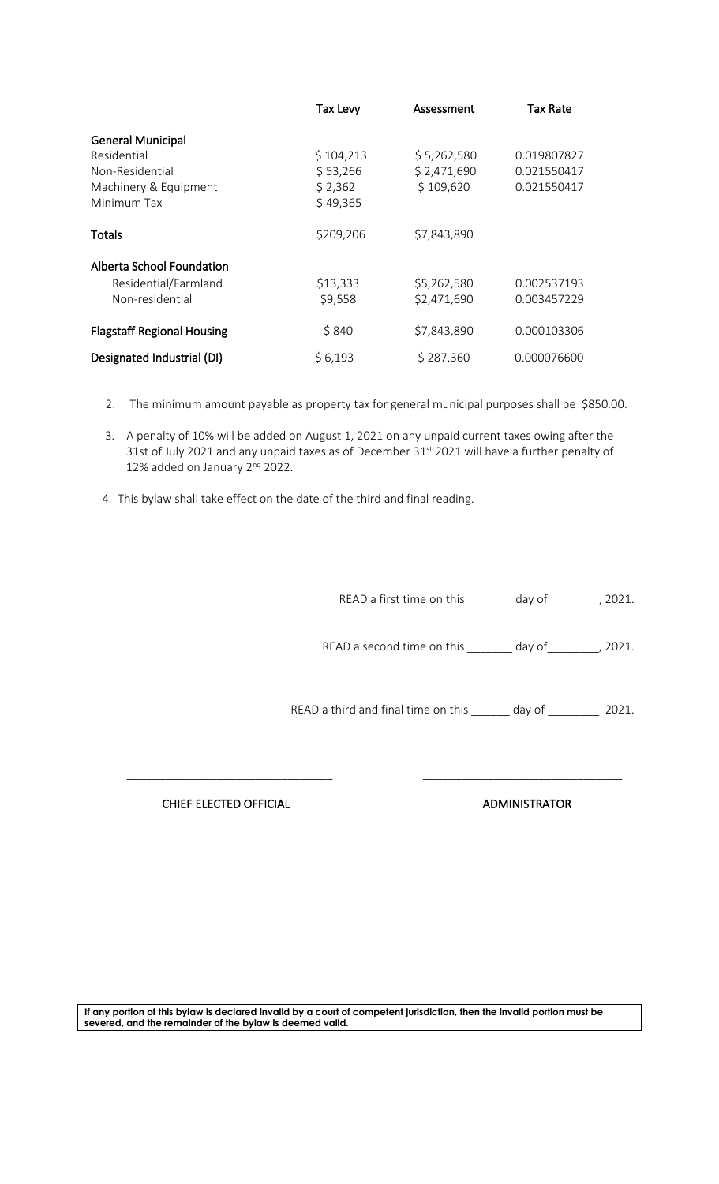| | Tax Levy | Assessment | Tax Rate |
|---|---|---|---|
| **General Municipal** | | | |
| Residential | $ 104,213 | $ 5,262,580 | 0.019807827 |
| Non-Residential | $ 53,266 | $ 2,471,690 | 0.021550417 |
| Machinery & Equipment | $ 2,362 | $ 109,620 | 0.021550417 |
| Minimum Tax | $ 49,365 | | |
| **Totals** | $209,206 | $7,843,890 | |
| **Alberta School Foundation** | | | |
| Residential/Farmland | $13,333 | $5,262,580 | 0.002537193 |
| Non-residential | $9,558 | $2,471,690 | 0.003457229 |
| **Flagstaff Regional Housing** | $ 840 | $7,843,890 | 0.000103306 |
| **Designated Industrial (DI)** | $ 6,193 | $ 287,360 | 0.000076600 |

2. The minimum amount payable as property tax for general municipal purposes shall be $850.00.

3. A penalty of 10% will be added on August 1, 2021 on any unpaid current taxes owing after the 31st of July 2021 and any unpaid taxes as of December 31st 2021 will have a further penalty of 12% added on January 2nd 2022.

4. This bylaw shall take effect on the date of the third and final reading.

READ a first time on this _______ day of________, 2021.

READ a second time on this _______ day of________, 2021.

READ a third and final time on this ______ day of ________ 2021.

_______________________________ _______________________________

**CHIEF ELECTED OFFICIAL** **ADMINISTRATOR**

**If any portion of this bylaw is declared invalid by a court of competent jurisdiction, then the invalid portion must be severed, and the remainder of the bylaw is deemed valid.**